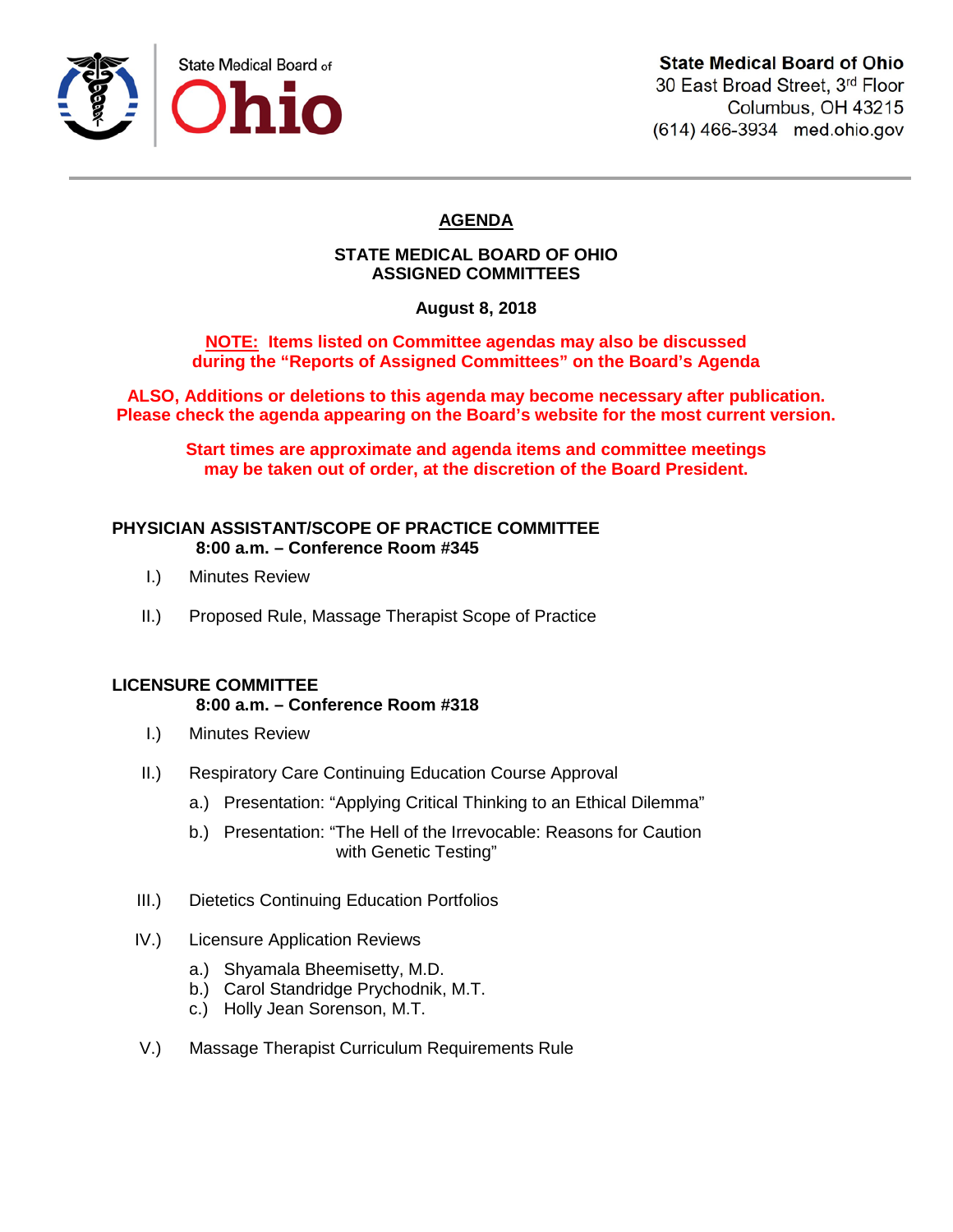State Medical Board of Ohio

**State Medical Board of Ohio**
30 East Broad Street, 3rd Floor
Columbus, OH 43215
(614) 466-3934 med.ohio.gov

# AGENDA

## STATE MEDICAL BOARD OF OHIO
## ASSIGNED COMMITTEES

**August 8, 2018**

**NOTE: Items listed on Committee agendas may also be discussed during the "Reports of Assigned Committees" on the Board's Agenda**

**ALSO, Additions or deletions to this agenda may become necessary after publication. Please check the agenda appearing on the Board's website for the most current version.**

**Start times are approximate and agenda items and committee meetings may be taken out of order, at the discretion of the Board President.**

### PHYSICIAN ASSISTANT/SCOPE OF PRACTICE COMMITTEE
**8:00 a.m. – Conference Room #345**

I.) Minutes Review

II.) Proposed Rule, Massage Therapist Scope of Practice

### LICENSURE COMMITTEE
**8:00 a.m. – Conference Room #318**

I.) Minutes Review

II.) Respiratory Care Continuing Education Course Approval

- a.) Presentation: "Applying Critical Thinking to an Ethical Dilemma"
- b.) Presentation: "The Hell of the Irrevocable: Reasons for Caution with Genetic Testing"

III.) Dietetics Continuing Education Portfolios

IV.) Licensure Application Reviews

- a.) Shyamala Bheemisetty, M.D.
- b.) Carol Standridge Prychodnik, M.T.
- c.) Holly Jean Sorenson, M.T.

V.) Massage Therapist Curriculum Requirements Rule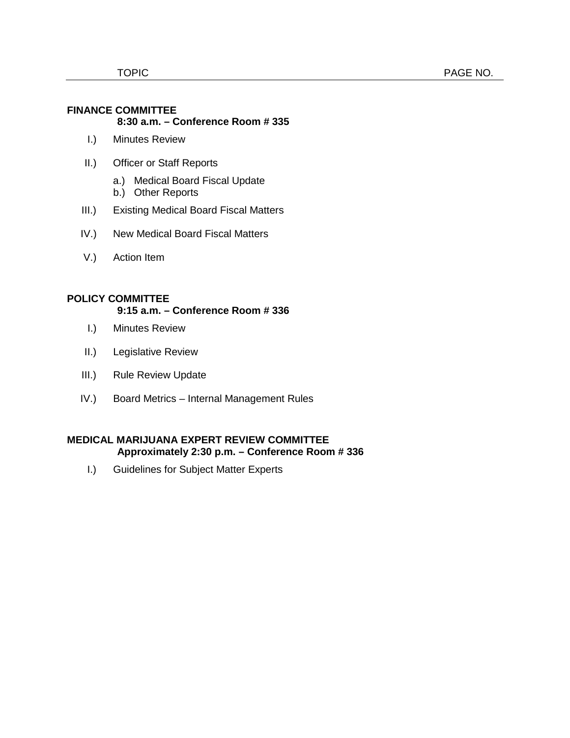| TOPIC | PAGE NO. |
|---|---|

**FINANCE COMMITTEE**
**8:30 a.m. – Conference Room # 335**

I.) Minutes Review

II.) Officer or Staff Reports

- a.) Medical Board Fiscal Update
- b.) Other Reports

III.) Existing Medical Board Fiscal Matters

IV.) New Medical Board Fiscal Matters

V.) Action Item

**POLICY COMMITTEE**
**9:15 a.m. – Conference Room # 336**

I.) Minutes Review

II.) Legislative Review

III.) Rule Review Update

IV.) Board Metrics – Internal Management Rules

**MEDICAL MARIJUANA EXPERT REVIEW COMMITTEE**
**Approximately 2:30 p.m. – Conference Room # 336**

I.) Guidelines for Subject Matter Experts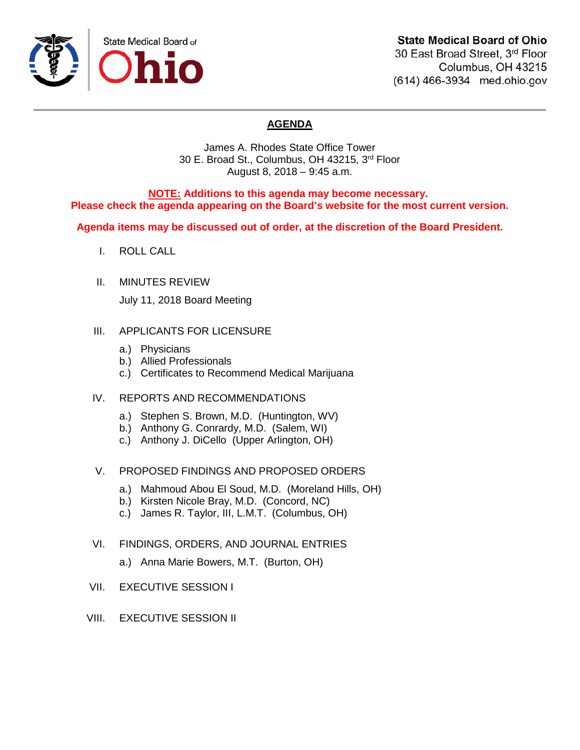State Medical Board of **Ohio**

**State Medical Board of Ohio**
30 East Broad Street, 3rd Floor
Columbus, OH 43215
(614) 466-3934 med.ohio.gov

# AGENDA

James A. Rhodes State Office Tower
30 E. Broad St., Columbus, OH 43215, 3rd Floor
August 8, 2018 – 9:45 a.m.

**NOTE: Additions to this agenda may become necessary.**
**Please check the agenda appearing on the Board's website for the most current version.**

**Agenda items may be discussed out of order, at the discretion of the Board President.**

I. ROLL CALL

II. MINUTES REVIEW

July 11, 2018 Board Meeting

III. APPLICANTS FOR LICENSURE

a.) Physicians
b.) Allied Professionals
c.) Certificates to Recommend Medical Marijuana

IV. REPORTS AND RECOMMENDATIONS

a.) Stephen S. Brown, M.D. (Huntington, WV)
b.) Anthony G. Conrardy, M.D. (Salem, WI)
c.) Anthony J. DiCello (Upper Arlington, OH)

V. PROPOSED FINDINGS AND PROPOSED ORDERS

a.) Mahmoud Abou El Soud, M.D. (Moreland Hills, OH)
b.) Kirsten Nicole Bray, M.D. (Concord, NC)
c.) James R. Taylor, III, L.M.T. (Columbus, OH)

VI. FINDINGS, ORDERS, AND JOURNAL ENTRIES

a.) Anna Marie Bowers, M.T. (Burton, OH)

VII. EXECUTIVE SESSION I

VIII. EXECUTIVE SESSION II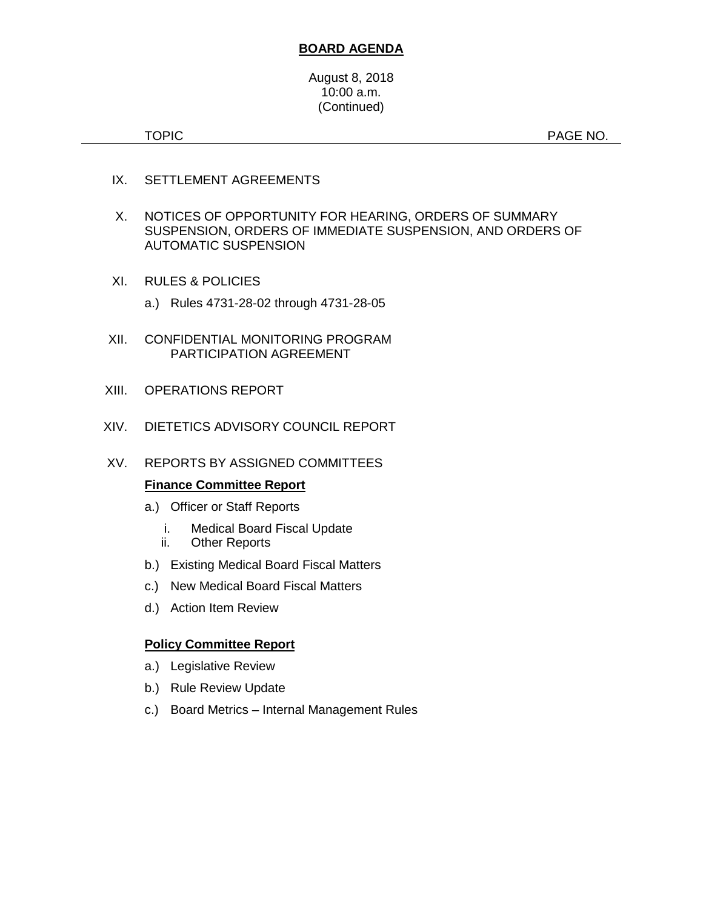**BOARD AGENDA**

August 8, 2018
10:00 a.m.
(Continued)

TOPIC PAGE NO.

IX. SETTLEMENT AGREEMENTS

X. NOTICES OF OPPORTUNITY FOR HEARING, ORDERS OF SUMMARY SUSPENSION, ORDERS OF IMMEDIATE SUSPENSION, AND ORDERS OF AUTOMATIC SUSPENSION

XI. RULES & POLICIES

- a.) Rules 4731-28-02 through 4731-28-05

XII. CONFIDENTIAL MONITORING PROGRAM PARTICIPATION AGREEMENT

XIII. OPERATIONS REPORT

XIV. DIETETICS ADVISORY COUNCIL REPORT

XV. REPORTS BY ASSIGNED COMMITTEES

**Finance Committee Report**

- a.) Officer or Staff Reports
  - i. Medical Board Fiscal Update
  - ii. Other Reports
- b.) Existing Medical Board Fiscal Matters
- c.) New Medical Board Fiscal Matters
- d.) Action Item Review

**Policy Committee Report**

- a.) Legislative Review
- b.) Rule Review Update
- c.) Board Metrics – Internal Management Rules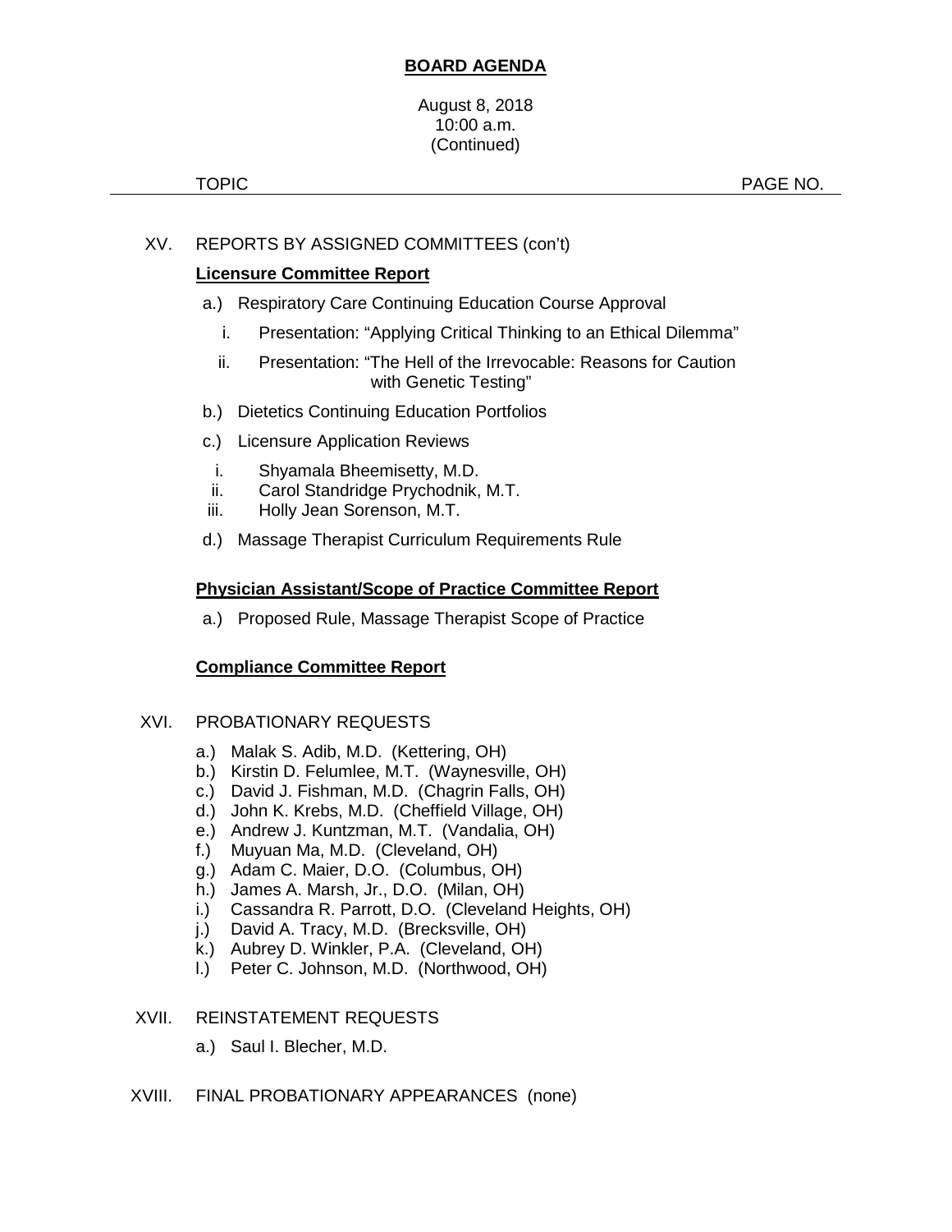**BOARD AGENDA**

August 8, 2018
10:00 a.m.
(Continued)

TOPIC PAGE NO.

XV. REPORTS BY ASSIGNED COMMITTEES (con't)

**Licensure Committee Report**

a.) Respiratory Care Continuing Education Course Approval

i. Presentation: "Applying Critical Thinking to an Ethical Dilemma"

ii. Presentation: "The Hell of the Irrevocable: Reasons for Caution with Genetic Testing"

b.) Dietetics Continuing Education Portfolios

c.) Licensure Application Reviews

i. Shyamala Bheemisetty, M.D.
ii. Carol Standridge Prychodnik, M.T.
iii. Holly Jean Sorenson, M.T.

d.) Massage Therapist Curriculum Requirements Rule

**Physician Assistant/Scope of Practice Committee Report**

a.) Proposed Rule, Massage Therapist Scope of Practice

**Compliance Committee Report**

XVI. PROBATIONARY REQUESTS

a.) Malak S. Adib, M.D. (Kettering, OH)
b.) Kirstin D. Felumlee, M.T. (Waynesville, OH)
c.) David J. Fishman, M.D. (Chagrin Falls, OH)
d.) John K. Krebs, M.D. (Cheffield Village, OH)
e.) Andrew J. Kuntzman, M.T. (Vandalia, OH)
f.) Muyuan Ma, M.D. (Cleveland, OH)
g.) Adam C. Maier, D.O. (Columbus, OH)
h.) James A. Marsh, Jr., D.O. (Milan, OH)
i.) Cassandra R. Parrott, D.O. (Cleveland Heights, OH)
j.) David A. Tracy, M.D. (Brecksville, OH)
k.) Aubrey D. Winkler, P.A. (Cleveland, OH)
l.) Peter C. Johnson, M.D. (Northwood, OH)

XVII. REINSTATEMENT REQUESTS

a.) Saul I. Blecher, M.D.

XVIII. FINAL PROBATIONARY APPEARANCES (none)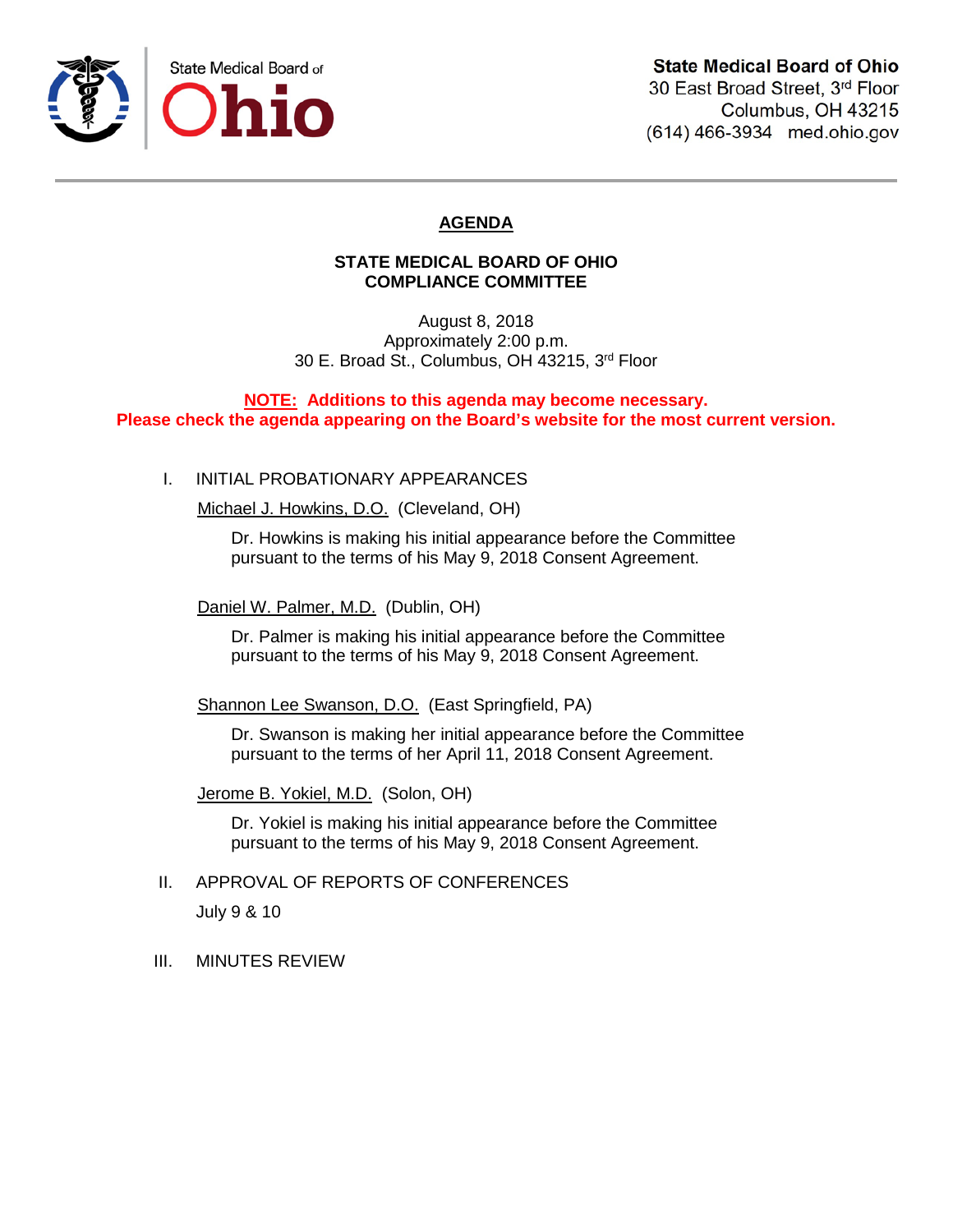State Medical Board of Ohio

**State Medical Board of Ohio**
30 East Broad Street, 3rd Floor
Columbus, OH 43215
(614) 466-3934 med.ohio.gov

# AGENDA

**STATE MEDICAL BOARD OF OHIO**
**COMPLIANCE COMMITTEE**

August 8, 2018
Approximately 2:00 p.m.
30 E. Broad St., Columbus, OH 43215, 3rd Floor

**NOTE: Additions to this agenda may become necessary.**
**Please check the agenda appearing on the Board's website for the most current version.**

I. INITIAL PROBATIONARY APPEARANCES

Michael J. Howkins, D.O. (Cleveland, OH)

Dr. Howkins is making his initial appearance before the Committee pursuant to the terms of his May 9, 2018 Consent Agreement.

Daniel W. Palmer, M.D. (Dublin, OH)

Dr. Palmer is making his initial appearance before the Committee pursuant to the terms of his May 9, 2018 Consent Agreement.

Shannon Lee Swanson, D.O. (East Springfield, PA)

Dr. Swanson is making her initial appearance before the Committee pursuant to the terms of her April 11, 2018 Consent Agreement.

Jerome B. Yokiel, M.D. (Solon, OH)

Dr. Yokiel is making his initial appearance before the Committee pursuant to the terms of his May 9, 2018 Consent Agreement.

II. APPROVAL OF REPORTS OF CONFERENCES

July 9 & 10

III. MINUTES REVIEW